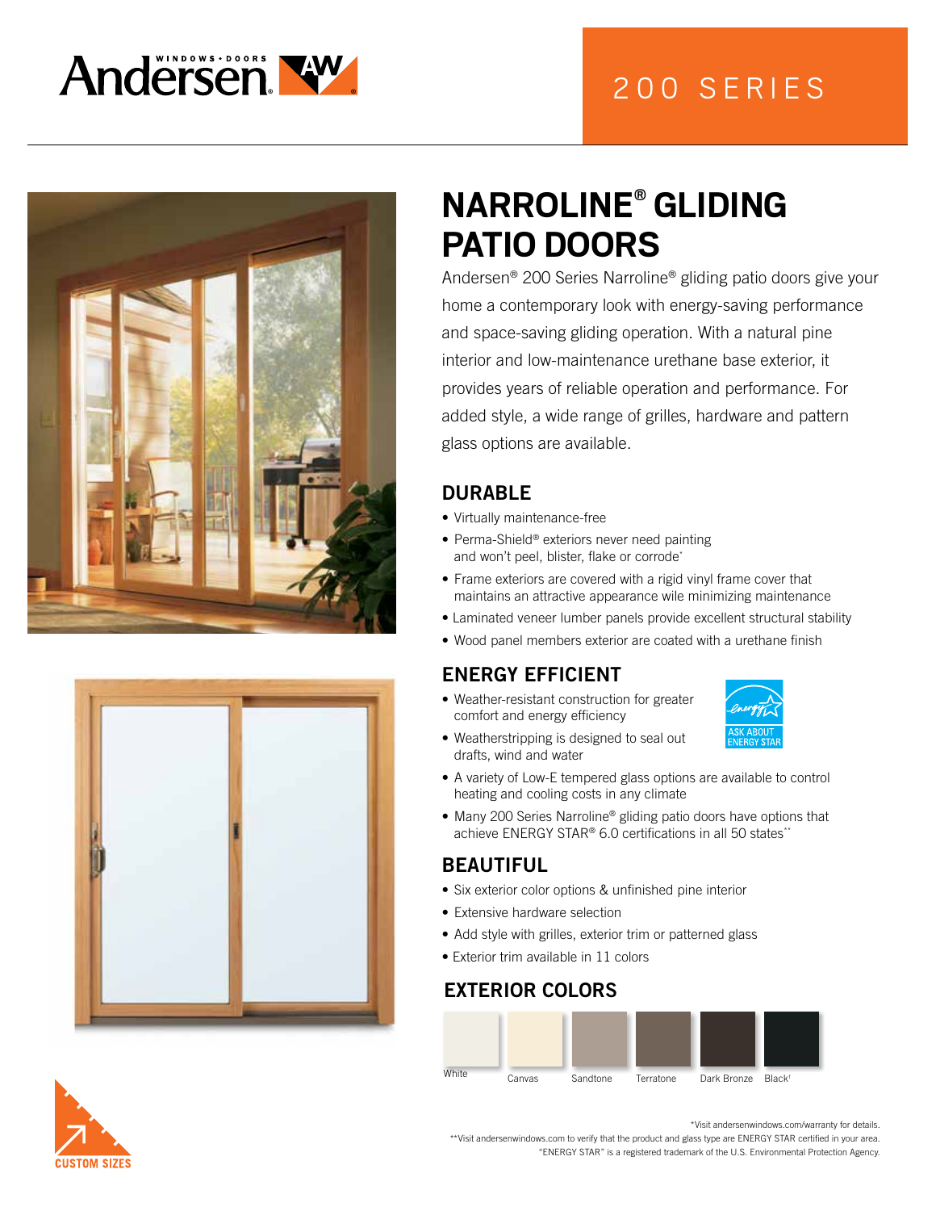Andersen WINDOWS • DOORS

200 SERIES

# NARROLINE® GLIDING PATIO DOORS

Andersen® 200 Series Narroline® gliding patio doors give your home a contemporary look with energy-saving performance and space-saving gliding operation. With a natural pine interior and low-maintenance urethane base exterior, it provides years of reliable operation and performance. For added style, a wide range of grilles, hardware and pattern glass options are available.

## DURABLE

- Virtually maintenance-free
- Perma-Shield® exteriors never need painting and won't peel, blister, flake or corrode*
- Frame exteriors are covered with a rigid vinyl frame cover that maintains an attractive appearance wile minimizing maintenance
- Laminated veneer lumber panels provide excellent structural stability
- Wood panel members exterior are coated with a urethane finish

## ENERGY EFFICIENT

ASK ABOUT ENERGY STAR

- Weather-resistant construction for greater comfort and energy efficiency
- Weatherstripping is designed to seal out drafts, wind and water
- A variety of Low-E tempered glass options are available to control heating and cooling costs in any climate
- Many 200 Series Narroline® gliding patio doors have options that achieve ENERGY STAR® 6.0 certifications in all 50 states**

## BEAUTIFUL

- Six exterior color options & unfinished pine interior
- Extensive hardware selection
- Add style with grilles, exterior trim or patterned glass
- Exterior trim available in 11 colors

## EXTERIOR COLORS

White | Canvas | Sandtone | Terratone | Dark Bronze | Black†

CUSTOM SIZES

*Visit andersenwindows.com/warranty for details.
**Visit andersenwindows.com to verify that the product and glass type are ENERGY STAR certified in your area.
"ENERGY STAR" is a registered trademark of the U.S. Environmental Protection Agency.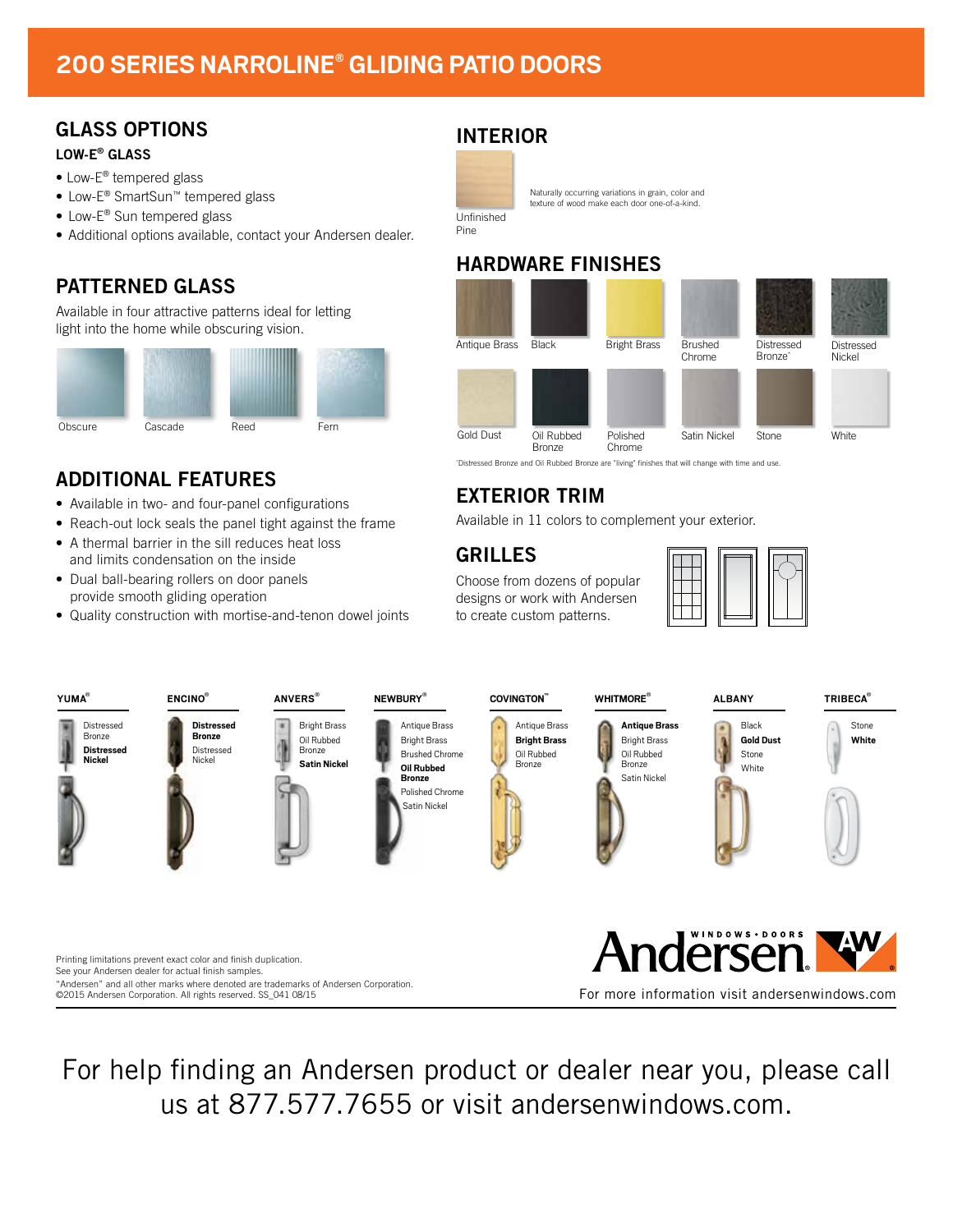# 200 SERIES NARROLINE® GLIDING PATIO DOORS

## GLASS OPTIONS

### LOW-E® GLASS

- Low-E® tempered glass
- Low-E® SmartSun™ tempered glass
- Low-E® Sun tempered glass
- Additional options available, contact your Andersen dealer.

## PATTERNED GLASS

Available in four attractive patterns ideal for letting light into the home while obscuring vision.

Obscure  Cascade  Reed  Fern

## ADDITIONAL FEATURES

- Available in two- and four-panel configurations
- Reach-out lock seals the panel tight against the frame
- A thermal barrier in the sill reduces heat loss and limits condensation on the inside
- Dual ball-bearing rollers on door panels provide smooth gliding operation
- Quality construction with mortise-and-tenon dowel joints

## INTERIOR

Unfinished Pine

Naturally occurring variations in grain, color and texture of wood make each door one-of-a-kind.

## HARDWARE FINISHES

Antique Brass  Black  Bright Brass  Brushed Chrome  Distressed Bronze*  Distressed Nickel

Gold Dust  Oil Rubbed Bronze  Polished Chrome  Satin Nickel  Stone  White

*Distressed Bronze and Oil Rubbed Bronze are "living" finishes that will change with time and use.

## EXTERIOR TRIM

Available in 11 colors to complement your exterior.

## GRILLES

Choose from dozens of popular designs or work with Andersen to create custom patterns.

**YUMA®**
Distressed Bronze
**Distressed Nickel**

**ENCINO®**
**Distressed Bronze**
Distressed Nickel

**ANVERS®**
Bright Brass
Oil Rubbed Bronze
**Satin Nickel**

**NEWBURY®**
Antique Brass
Bright Brass
Brushed Chrome
**Oil Rubbed Bronze**
Polished Chrome
Satin Nickel

**COVINGTON™**
Antique Brass
**Bright Brass**
Oil Rubbed Bronze

**WHITMORE®**
**Antique Brass**
Bright Brass
Oil Rubbed Bronze
Satin Nickel

**ALBANY**
Black
**Gold Dust**
Stone
White

**TRIBECA®**
Stone
**White**

Printing limitations prevent exact color and finish duplication.
See your Andersen dealer for actual finish samples.
"Andersen" and all other marks where denoted are trademarks of Andersen Corporation.
©2015 Andersen Corporation. All rights reserved. SS_041 08/15

Andersen WINDOWS • DOORS

For more information visit andersenwindows.com

For help finding an Andersen product or dealer near you, please call us at 877.577.7655 or visit andersenwindows.com.